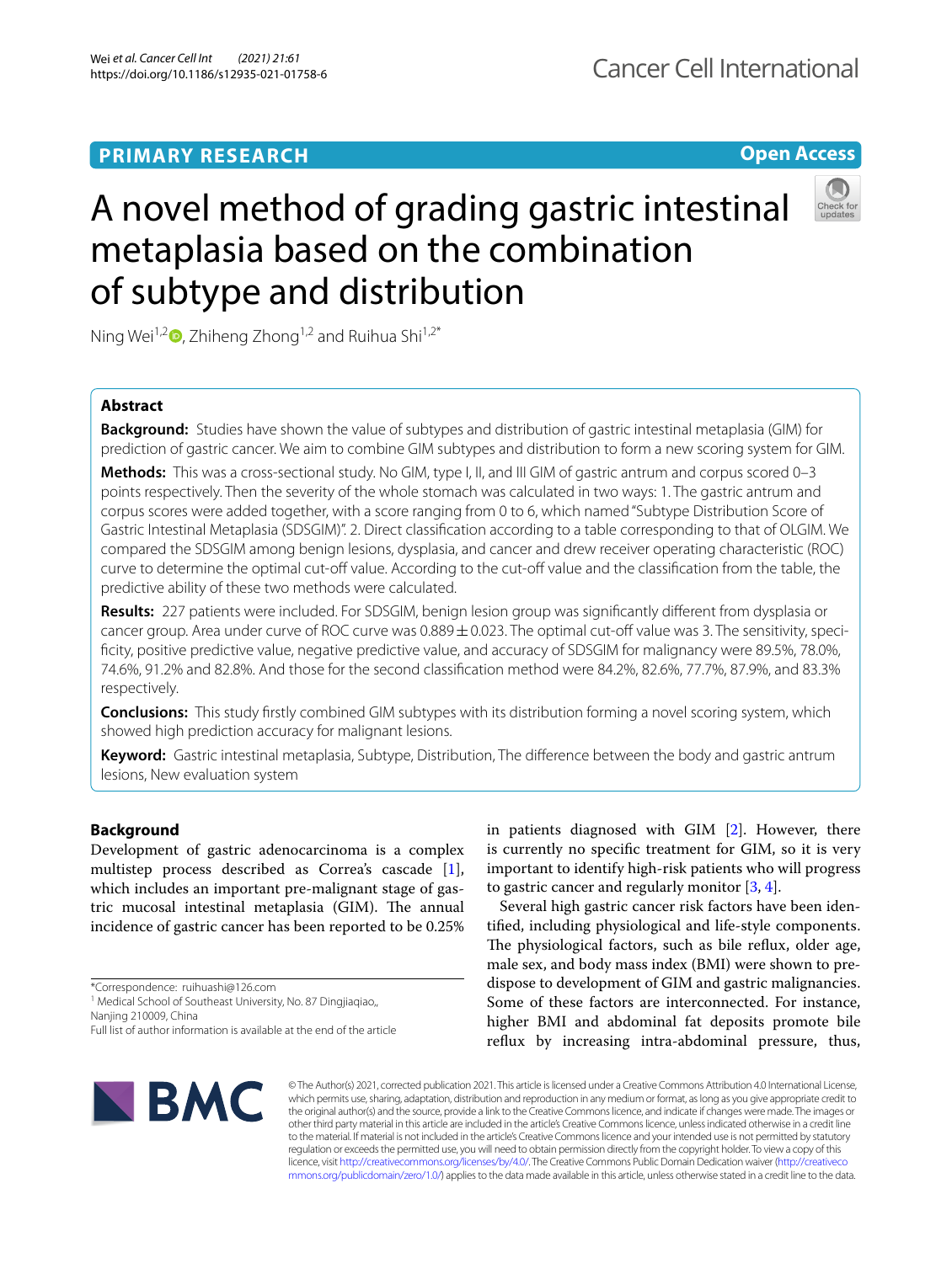PRIMARY RESEARCH

Open Access

# A novel method of grading gastric intestinal metaplasia based on the combination of subtype and distribution

Ning Wei[1,2], Zhiheng Zhong[1,2] and Ruihua Shi[1,2*]

## Abstract

**Background:** Studies have shown the value of subtypes and distribution of gastric intestinal metaplasia (GIM) for prediction of gastric cancer. We aim to combine GIM subtypes and distribution to form a new scoring system for GIM.

**Methods:** This was a cross-sectional study. No GIM, type I, II, and III GIM of gastric antrum and corpus scored 0–3 points respectively. Then the severity of the whole stomach was calculated in two ways: 1. The gastric antrum and corpus scores were added together, with a score ranging from 0 to 6, which named "Subtype Distribution Score of Gastric Intestinal Metaplasia (SDSGIM)". 2. Direct classification according to a table corresponding to that of OLGIM. We compared the SDSGIM among benign lesions, dysplasia, and cancer and drew receiver operating characteristic (ROC) curve to determine the optimal cut-off value. According to the cut-off value and the classification from the table, the predictive ability of these two methods were calculated.

**Results:** 227 patients were included. For SDSGIM, benign lesion group was significantly different from dysplasia or cancer group. Area under curve of ROC curve was 0.889 ± 0.023. The optimal cut-off value was 3. The sensitivity, specificity, positive predictive value, negative predictive value, and accuracy of SDSGIM for malignancy were 89.5%, 78.0%, 74.6%, 91.2% and 82.8%. And those for the second classification method were 84.2%, 82.6%, 77.7%, 87.9%, and 83.3% respectively.

**Conclusions:** This study firstly combined GIM subtypes with its distribution forming a novel scoring system, which showed high prediction accuracy for malignant lesions.

**Keyword:** Gastric intestinal metaplasia, Subtype, Distribution, The difference between the body and gastric antrum lesions, New evaluation system

## Background

Development of gastric adenocarcinoma is a complex multistep process described as Correa's cascade [1], which includes an important pre-malignant stage of gastric mucosal intestinal metaplasia (GIM). The annual incidence of gastric cancer has been reported to be 0.25% in patients diagnosed with GIM [2]. However, there is currently no specific treatment for GIM, so it is very important to identify high-risk patients who will progress to gastric cancer and regularly monitor [3, 4].

Several high gastric cancer risk factors have been identified, including physiological and life-style components. The physiological factors, such as bile reflux, older age, male sex, and body mass index (BMI) were shown to predispose to development of GIM and gastric malignancies. Some of these factors are interconnected. For instance, higher BMI and abdominal fat deposits promote bile reflux by increasing intra-abdominal pressure, thus,

*Correspondence: ruihuashi@126.com
[1] Medical School of Southeast University, No. 87 Dingjiaqiao,, Nanjing 210009, China
Full list of author information is available at the end of the article

© The Author(s) 2021, corrected publication 2021. This article is licensed under a Creative Commons Attribution 4.0 International License, which permits use, sharing, adaptation, distribution and reproduction in any medium or format, as long as you give appropriate credit to the original author(s) and the source, provide a link to the Creative Commons licence, and indicate if changes were made. The images or other third party material in this article are included in the article's Creative Commons licence, unless indicated otherwise in a credit line to the material. If material is not included in the article's Creative Commons licence and your intended use is not permitted by statutory regulation or exceeds the permitted use, you will need to obtain permission directly from the copyright holder. To view a copy of this licence, visit http://creativecommons.org/licenses/by/4.0/. The Creative Commons Public Domain Dedication waiver (http://creativecommons.org/publicdomain/zero/1.0/) applies to the data made available in this article, unless otherwise stated in a credit line to the data.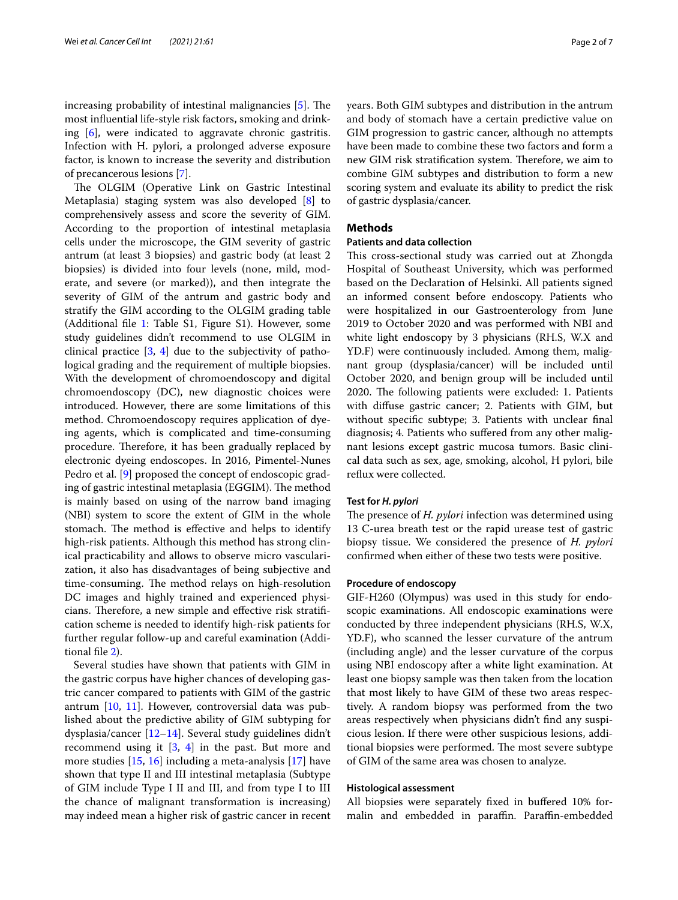increasing probability of intestinal malignancies [5]. The most influential life-style risk factors, smoking and drinking [6], were indicated to aggravate chronic gastritis. Infection with H. pylori, a prolonged adverse exposure factor, is known to increase the severity and distribution of precancerous lesions [7].

The OLGIM (Operative Link on Gastric Intestinal Metaplasia) staging system was also developed [8] to comprehensively assess and score the severity of GIM. According to the proportion of intestinal metaplasia cells under the microscope, the GIM severity of gastric antrum (at least 3 biopsies) and gastric body (at least 2 biopsies) is divided into four levels (none, mild, moderate, and severe (or marked)), and then integrate the severity of GIM of the antrum and gastric body and stratify the GIM according to the OLGIM grading table (Additional file 1: Table S1, Figure S1). However, some study guidelines didn't recommend to use OLGIM in clinical practice [3, 4] due to the subjectivity of pathological grading and the requirement of multiple biopsies. With the development of chromoendoscopy and digital chromoendoscopy (DC), new diagnostic choices were introduced. However, there are some limitations of this method. Chromoendoscopy requires application of dyeing agents, which is complicated and time-consuming procedure. Therefore, it has been gradually replaced by electronic dyeing endoscopes. In 2016, Pimentel-Nunes Pedro et al. [9] proposed the concept of endoscopic grading of gastric intestinal metaplasia (EGGIM). The method is mainly based on using of the narrow band imaging (NBI) system to score the extent of GIM in the whole stomach. The method is effective and helps to identify high-risk patients. Although this method has strong clinical practicability and allows to observe micro vascularization, it also has disadvantages of being subjective and time-consuming. The method relays on high-resolution DC images and highly trained and experienced physicians. Therefore, a new simple and effective risk stratification scheme is needed to identify high-risk patients for further regular follow-up and careful examination (Additional file 2).

Several studies have shown that patients with GIM in the gastric corpus have higher chances of developing gastric cancer compared to patients with GIM of the gastric antrum [10, 11]. However, controversial data was published about the predictive ability of GIM subtyping for dysplasia/cancer [12–14]. Several study guidelines didn't recommend using it [3, 4] in the past. But more and more studies [15, 16] including a meta-analysis [17] have shown that type II and III intestinal metaplasia (Subtype of GIM include Type I II and III, and from type I to III the chance of malignant transformation is increasing) may indeed mean a higher risk of gastric cancer in recent years. Both GIM subtypes and distribution in the antrum and body of stomach have a certain predictive value on GIM progression to gastric cancer, although no attempts have been made to combine these two factors and form a new GIM risk stratification system. Therefore, we aim to combine GIM subtypes and distribution to form a new scoring system and evaluate its ability to predict the risk of gastric dysplasia/cancer.

## Methods

### Patients and data collection

This cross-sectional study was carried out at Zhongda Hospital of Southeast University, which was performed based on the Declaration of Helsinki. All patients signed an informed consent before endoscopy. Patients who were hospitalized in our Gastroenterology from June 2019 to October 2020 and was performed with NBI and white light endoscopy by 3 physicians (RH.S, W.X and YD.F) were continuously included. Among them, malignant group (dysplasia/cancer) will be included until October 2020, and benign group will be included until 2020. The following patients were excluded: 1. Patients with diffuse gastric cancer; 2. Patients with GIM, but without specific subtype; 3. Patients with unclear final diagnosis; 4. Patients who suffered from any other malignant lesions except gastric mucosa tumors. Basic clinical data such as sex, age, smoking, alcohol, H pylori, bile reflux were collected.

### Test for *H. pylori*

The presence of *H. pylori* infection was determined using 13 C-urea breath test or the rapid urease test of gastric biopsy tissue. We considered the presence of *H. pylori* confirmed when either of these two tests were positive.

### Procedure of endoscopy

GIF-H260 (Olympus) was used in this study for endoscopic examinations. All endoscopic examinations were conducted by three independent physicians (RH.S, W.X, YD.F), who scanned the lesser curvature of the antrum (including angle) and the lesser curvature of the corpus using NBI endoscopy after a white light examination. At least one biopsy sample was then taken from the location that most likely to have GIM of these two areas respectively. A random biopsy was performed from the two areas respectively when physicians didn't find any suspicious lesion. If there were other suspicious lesions, additional biopsies were performed. The most severe subtype of GIM of the same area was chosen to analyze.

### Histological assessment

All biopsies were separately fixed in buffered 10% formalin and embedded in paraffin. Paraffin-embedded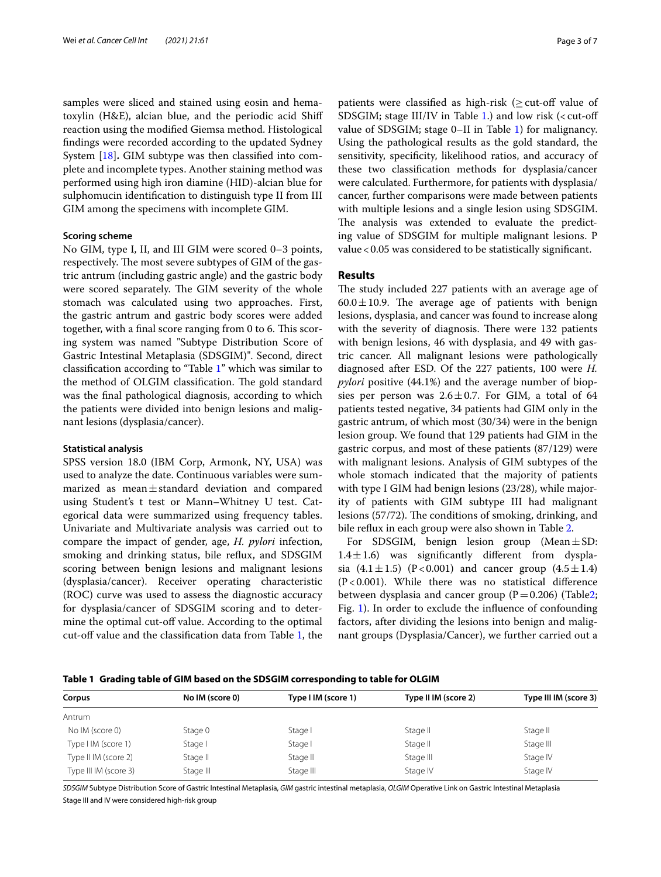samples were sliced and stained using eosin and hematoxylin (H&E), alcian blue, and the periodic acid Shiff reaction using the modified Giemsa method. Histological findings were recorded according to the updated Sydney System [18]**.** GIM subtype was then classified into complete and incomplete types. Another staining method was performed using high iron diamine (HID)-alcian blue for sulphomucin identification to distinguish type II from III GIM among the specimens with incomplete GIM.

### Scoring scheme

No GIM, type I, II, and III GIM were scored 0–3 points, respectively. The most severe subtypes of GIM of the gastric antrum (including gastric angle) and the gastric body were scored separately. The GIM severity of the whole stomach was calculated using two approaches. First, the gastric antrum and gastric body scores were added together, with a final score ranging from 0 to 6. This scoring system was named "Subtype Distribution Score of Gastric Intestinal Metaplasia (SDSGIM)". Second, direct classification according to "Table 1" which was similar to the method of OLGIM classification. The gold standard was the final pathological diagnosis, according to which the patients were divided into benign lesions and malignant lesions (dysplasia/cancer).

### Statistical analysis

SPSS version 18.0 (IBM Corp, Armonk, NY, USA) was used to analyze the date. Continuous variables were summarized as mean ± standard deviation and compared using Student's t test or Mann–Whitney U test. Categorical data were summarized using frequency tables. Univariate and Multivariate analysis was carried out to compare the impact of gender, age, *H. pylori* infection, smoking and drinking status, bile reflux, and SDSGIM scoring between benign lesions and malignant lesions (dysplasia/cancer). Receiver operating characteristic (ROC) curve was used to assess the diagnostic accuracy for dysplasia/cancer of SDSGIM scoring and to determine the optimal cut-off value. According to the optimal cut-off value and the classification data from Table 1, the patients were classified as high-risk (≥ cut-off value of SDSGIM; stage III/IV in Table 1.) and low risk (< cut-off value of SDSGIM; stage 0–II in Table 1) for malignancy. Using the pathological results as the gold standard, the sensitivity, specificity, likelihood ratios, and accuracy of these two classification methods for dysplasia/cancer were calculated. Furthermore, for patients with dysplasia/cancer, further comparisons were made between patients with multiple lesions and a single lesion using SDSGIM. The analysis was extended to evaluate the predicting value of SDSGIM for multiple malignant lesions. P value < 0.05 was considered to be statistically significant.

## Results

The study included 227 patients with an average age of 60.0 ± 10.9. The average age of patients with benign lesions, dysplasia, and cancer was found to increase along with the severity of diagnosis. There were 132 patients with benign lesions, 46 with dysplasia, and 49 with gastric cancer. All malignant lesions were pathologically diagnosed after ESD. Of the 227 patients, 100 were *H. pylori* positive (44.1%) and the average number of biopsies per person was 2.6 ± 0.7. For GIM, a total of 64 patients tested negative, 34 patients had GIM only in the gastric antrum, of which most (30/34) were in the benign lesion group. We found that 129 patients had GIM in the gastric corpus, and most of these patients (87/129) were with malignant lesions. Analysis of GIM subtypes of the whole stomach indicated that the majority of patients with type I GIM had benign lesions (23/28), while majority of patients with GIM subtype III had malignant lesions (57/72). The conditions of smoking, drinking, and bile reflux in each group were also shown in Table 2.

For SDSGIM, benign lesion group (Mean ± SD: 1.4 ± 1.6) was significantly different from dysplasia (4.1 ± 1.5) (P < 0.001) and cancer group (4.5 ± 1.4) (P < 0.001). While there was no statistical difference between dysplasia and cancer group (P = 0.206) (Table2; Fig. 1). In order to exclude the influence of confounding factors, after dividing the lesions into benign and malignant groups (Dysplasia/Cancer), we further carried out a

**Table 1 Grading table of GIM based on the SDSGIM corresponding to table for OLGIM**

| Corpus | No IM (score 0) | Type I IM (score 1) | Type II IM (score 2) | Type III IM (score 3) |
|---|---|---|---|---|
| Antrum | | | | |
| No IM (score 0) | Stage 0 | Stage I | Stage II | Stage II |
| Type I IM (score 1) | Stage I | Stage I | Stage II | Stage III |
| Type II IM (score 2) | Stage II | Stage II | Stage III | Stage IV |
| Type III IM (score 3) | Stage III | Stage III | Stage IV | Stage IV |

*SDSGIM* Subtype Distribution Score of Gastric Intestinal Metaplasia, *GIM* gastric intestinal metaplasia, *OLGIM* Operative Link on Gastric Intestinal Metaplasia

Stage III and IV were considered high-risk group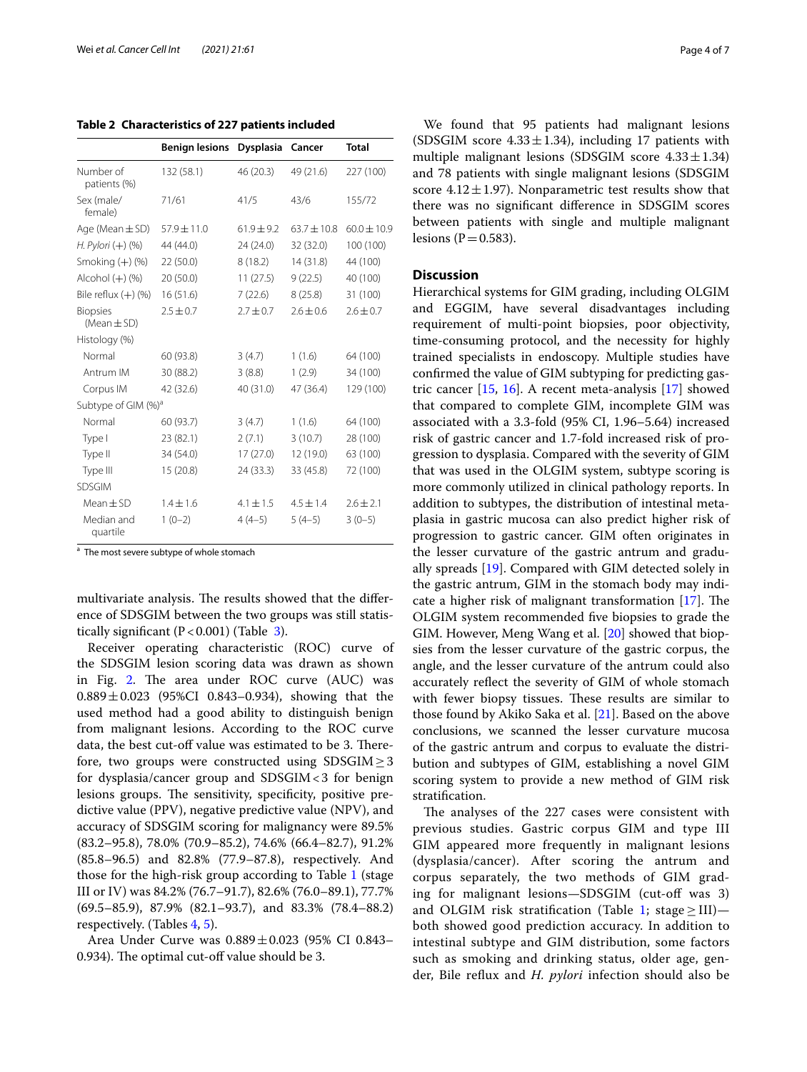**Table 2 Characteristics of 227 patients included**

| | Benign lesions | Dysplasia | Cancer | Total |
|---|---|---|---|---|
| Number of patients (%) | 132 (58.1) | 46 (20.3) | 49 (21.6) | 227 (100) |
| Sex (male/female) | 71/61 | 41/5 | 43/6 | 155/72 |
| Age (Mean ± SD) | 57.9 ± 11.0 | 61.9 ± 9.2 | 63.7 ± 10.8 | 60.0 ± 10.9 |
| *H. Pylori* (+) (%) | 44 (44.0) | 24 (24.0) | 32 (32.0) | 100 (100) |
| Smoking (+) (%) | 22 (50.0) | 8 (18.2) | 14 (31.8) | 44 (100) |
| Alcohol (+) (%) | 20 (50.0) | 11 (27.5) | 9 (22.5) | 40 (100) |
| Bile reflux (+) (%) | 16 (51.6) | 7 (22.6) | 8 (25.8) | 31 (100) |
| Biopsies (Mean ± SD) | 2.5 ± 0.7 | 2.7 ± 0.7 | 2.6 ± 0.6 | 2.6 ± 0.7 |
| Histology (%) | | | | |
| Normal | 60 (93.8) | 3 (4.7) | 1 (1.6) | 64 (100) |
| Antrum IM | 30 (88.2) | 3 (8.8) | 1 (2.9) | 34 (100) |
| Corpus IM | 42 (32.6) | 40 (31.0) | 47 (36.4) | 129 (100) |
| Subtype of GIM (%)[a] | | | | |
| Normal | 60 (93.7) | 3 (4.7) | 1 (1.6) | 64 (100) |
| Type I | 23 (82.1) | 2 (7.1) | 3 (10.7) | 28 (100) |
| Type II | 34 (54.0) | 17 (27.0) | 12 (19.0) | 63 (100) |
| Type III | 15 (20.8) | 24 (33.3) | 33 (45.8) | 72 (100) |
| SDSGIM | | | | |
| Mean ± SD | 1.4 ± 1.6 | 4.1 ± 1.5 | 4.5 ± 1.4 | 2.6 ± 2.1 |
| Median and quartile | 1 (0–2) | 4 (4–5) | 5 (4–5) | 3 (0–5) |

[a] The most severe subtype of whole stomach

multivariate analysis. The results showed that the difference of SDSGIM between the two groups was still statistically significant ($P < 0.001$) (Table 3).

Receiver operating characteristic (ROC) curve of the SDSGIM lesion scoring data was drawn as shown in Fig. 2. The area under ROC curve (AUC) was $0.889 \pm 0.023$ (95%CI 0.843–0.934), showing that the used method had a good ability to distinguish benign from malignant lesions. According to the ROC curve data, the best cut-off value was estimated to be 3. Therefore, two groups were constructed using SDSGIM ≥ 3 for dysplasia/cancer group and SDSGIM < 3 for benign lesions groups. The sensitivity, specificity, positive predictive value (PPV), negative predictive value (NPV), and accuracy of SDSGIM scoring for malignancy were 89.5% (83.2–95.8), 78.0% (70.9–85.2), 74.6% (66.4–82.7), 91.2% (85.8–96.5) and 82.8% (77.9–87.8), respectively. And those for the high-risk group according to Table 1 (stage III or IV) was 84.2% (76.7–91.7), 82.6% (76.0–89.1), 77.7% (69.5–85.9), 87.9% (82.1–93.7), and 83.3% (78.4–88.2) respectively. (Tables 4, 5).

Area Under Curve was $0.889 \pm 0.023$ (95% CI 0.843–0.934). The optimal cut-off value should be 3.

We found that 95 patients had malignant lesions (SDSGIM score $4.33 \pm 1.34$), including 17 patients with multiple malignant lesions (SDSGIM score $4.33 \pm 1.34$) and 78 patients with single malignant lesions (SDSGIM score $4.12 \pm 1.97$). Nonparametric test results show that there was no significant difference in SDSGIM scores between patients with single and multiple malignant lesions ($P = 0.583$).

## Discussion

Hierarchical systems for GIM grading, including OLGIM and EGGIM, have several disadvantages including requirement of multi-point biopsies, poor objectivity, time-consuming protocol, and the necessity for highly trained specialists in endoscopy. Multiple studies have confirmed the value of GIM subtyping for predicting gastric cancer [15, 16]. A recent meta-analysis [17] showed that compared to complete GIM, incomplete GIM was associated with a 3.3-fold (95% CI, 1.96–5.64) increased risk of gastric cancer and 1.7-fold increased risk of progression to dysplasia. Compared with the severity of GIM that was used in the OLGIM system, subtype scoring is more commonly utilized in clinical pathology reports. In addition to subtypes, the distribution of intestinal metaplasia in gastric mucosa can also predict higher risk of progression to gastric cancer. GIM often originates in the lesser curvature of the gastric antrum and gradually spreads [19]. Compared with GIM detected solely in the gastric antrum, GIM in the stomach body may indicate a higher risk of malignant transformation [17]. The OLGIM system recommended five biopsies to grade the GIM. However, Meng Wang et al. [20] showed that biopsies from the lesser curvature of the gastric corpus, the angle, and the lesser curvature of the antrum could also accurately reflect the severity of GIM of whole stomach with fewer biopsy tissues. These results are similar to those found by Akiko Saka et al. [21]. Based on the above conclusions, we scanned the lesser curvature mucosa of the gastric antrum and corpus to evaluate the distribution and subtypes of GIM, establishing a novel GIM scoring system to provide a new method of GIM risk stratification.

The analyses of the 227 cases were consistent with previous studies. Gastric corpus GIM and type III GIM appeared more frequently in malignant lesions (dysplasia/cancer). After scoring the antrum and corpus separately, the two methods of GIM grading for malignant lesions—SDSGIM (cut-off was 3) and OLGIM risk stratification (Table 1; stage ≥ III)—both showed good prediction accuracy. In addition to intestinal subtype and GIM distribution, some factors such as smoking and drinking status, older age, gender, Bile reflux and *H. pylori* infection should also be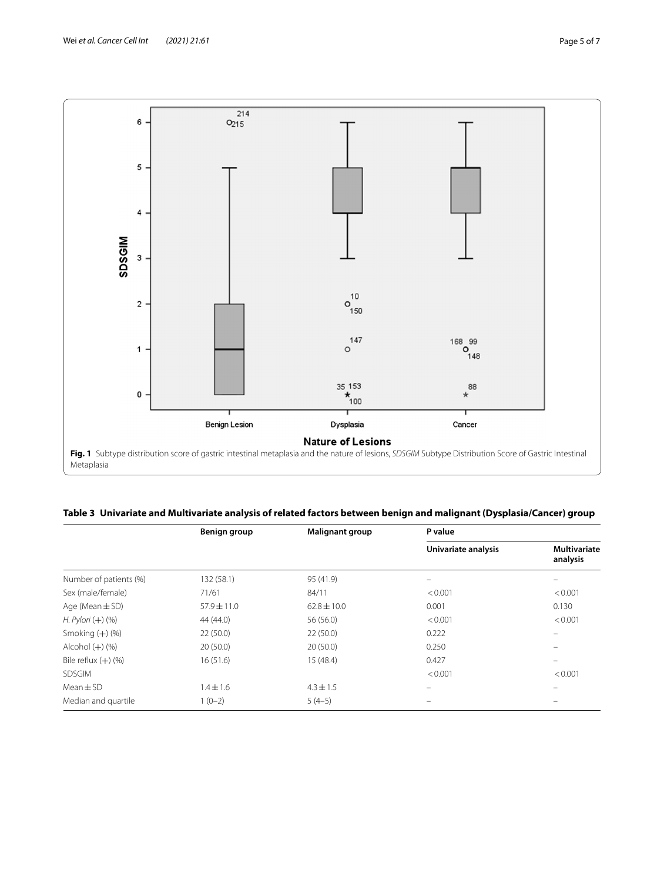**Fig. 1** Subtype distribution score of gastric intestinal metaplasia and the nature of lesions, *SDSGIM* Subtype Distribution Score of Gastric Intestinal Metaplasia

**Table 3 Univariate and Multivariate analysis of related factors between benign and malignant (Dysplasia/Cancer) group**

| | Benign group | Malignant group | P value | |
|---|---|---|---|---|
| | | | Univariate analysis | Multivariate analysis |
| Number of patients (%) | 132 (58.1) | 95 (41.9) | – | – |
| Sex (male/female) | 71/61 | 84/11 | < 0.001 | < 0.001 |
| Age (Mean ± SD) | 57.9 ± 11.0 | 62.8 ± 10.0 | 0.001 | 0.130 |
| *H. Pylori* (+) (%) | 44 (44.0) | 56 (56.0) | < 0.001 | < 0.001 |
| Smoking (+) (%) | 22 (50.0) | 22 (50.0) | 0.222 | – |
| Alcohol (+) (%) | 20 (50.0) | 20 (50.0) | 0.250 | – |
| Bile reflux (+) (%) | 16 (51.6) | 15 (48.4) | 0.427 | – |
| SDSGIM | | | < 0.001 | < 0.001 |
| Mean ± SD | 1.4 ± 1.6 | 4.3 ± 1.5 | – | – |
| Median and quartile | 1 (0–2) | 5 (4–5) | – | – |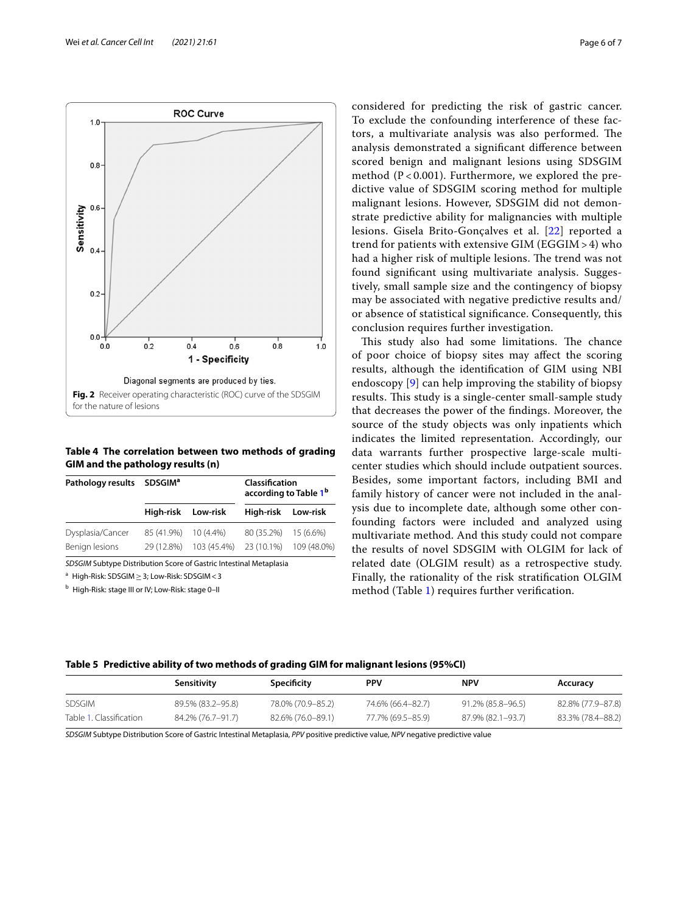Diagonal segments are produced by ties.

**Fig. 2** Receiver operating characteristic (ROC) curve of the SDSGIM for the nature of lesions

**Table 4 The correlation between two methods of grading GIM and the pathology results (n)**

| Pathology results | SDSGIM[a] | | Classification according to Table 1[b] | |
|---|---|---|---|---|
| | High-risk | Low-risk | High-risk | Low-risk |
| Dysplasia/Cancer | 85 (41.9%) | 10 (4.4%) | 80 (35.2%) | 15 (6.6%) |
| Benign lesions | 29 (12.8%) | 103 (45.4%) | 23 (10.1%) | 109 (48.0%) |

*SDSGIM* Subtype Distribution Score of Gastric Intestinal Metaplasia

[a] High-Risk: SDSGIM ≥ 3; Low-Risk: SDSGIM < 3

[b] High-Risk: stage III or IV; Low-Risk: stage 0–II

considered for predicting the risk of gastric cancer. To exclude the confounding interference of these factors, a multivariate analysis was also performed. The analysis demonstrated a significant difference between scored benign and malignant lesions using SDSGIM method ($P < 0.001$). Furthermore, we explored the predictive value of SDSGIM scoring method for multiple malignant lesions. However, SDSGIM did not demonstrate predictive ability for malignancies with multiple lesions. Gisela Brito-Gonçalves et al. [22] reported a trend for patients with extensive GIM (EGGIM > 4) who had a higher risk of multiple lesions. The trend was not found significant using multivariate analysis. Suggestively, small sample size and the contingency of biopsy may be associated with negative predictive results and/or absence of statistical significance. Consequently, this conclusion requires further investigation.

This study also had some limitations. The chance of poor choice of biopsy sites may affect the scoring results, although the identification of GIM using NBI endoscopy [9] can help improving the stability of biopsy results. This study is a single-center small-sample study that decreases the power of the findings. Moreover, the source of the study objects was only inpatients which indicates the limited representation. Accordingly, our data warrants further prospective large-scale multicenter studies which should include outpatient sources. Besides, some important factors, including BMI and family history of cancer were not included in the analysis due to incomplete date, although some other confounding factors were included and analyzed using multivariate method. And this study could not compare the results of novel SDSGIM with OLGIM for lack of related date (OLGIM result) as a retrospective study. Finally, the rationality of the risk stratification OLGIM method (Table 1) requires further verification.

**Table 5 Predictive ability of two methods of grading GIM for malignant lesions (95%CI)**

| | Sensitivity | Specificity | PPV | NPV | Accuracy |
|---|---|---|---|---|---|
| SDSGIM | 89.5% (83.2–95.8) | 78.0% (70.9–85.2) | 74.6% (66.4–82.7) | 91.2% (85.8–96.5) | 82.8% (77.9–87.8) |
| Table 1. Classification | 84.2% (76.7–91.7) | 82.6% (76.0–89.1) | 77.7% (69.5–85.9) | 87.9% (82.1–93.7) | 83.3% (78.4–88.2) |

*SDSGIM* Subtype Distribution Score of Gastric Intestinal Metaplasia, *PPV* positive predictive value, *NPV* negative predictive value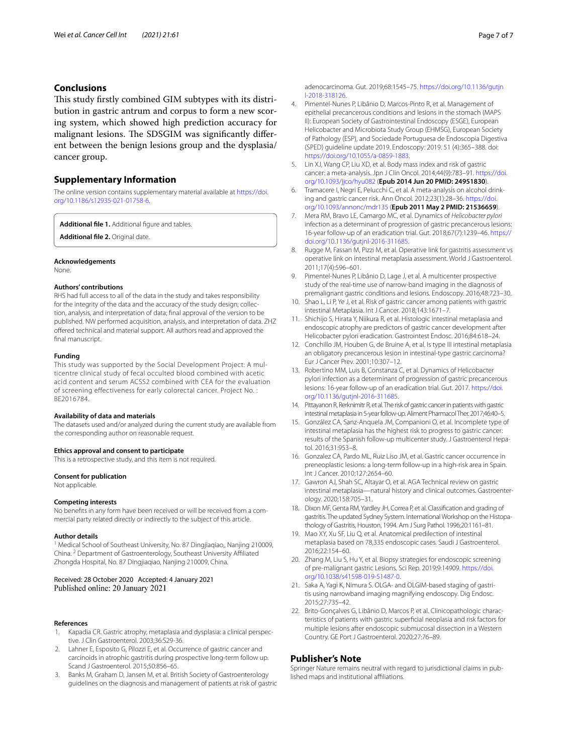## Conclusions

This study firstly combined GIM subtypes with its distribution in gastric antrum and corpus to form a new scoring system, which showed high prediction accuracy for malignant lesions. The SDSGIM was significantly different between the benign lesions group and the dysplasia/cancer group.

## Supplementary Information

The online version contains supplementary material available at https://doi.org/10.1186/s12935-021-01758-6.

**Additional file 1.** Additional figure and tables.

**Additional file 2.** Original date.

#### Acknowledgements

None.

#### Authors' contributions

RHS had full access to all of the data in the study and takes responsibility for the integrity of the data and the accuracy of the study design; collection, analysis, and interpretation of data; final approval of the version to be published. NW performed acquisition, analysis, and interpretation of data. ZHZ offered technical and material support. All authors read and approved the final manuscript.

#### Funding

This study was supported by the Social Development Project: A multicentre clinical study of fecal occulted blood combined with acetic acid content and serum ACSS2 combined with CEA for the evaluation of screening effectiveness for early colorectal cancer. Project No. : BE2016784.

#### Availability of data and materials

The datasets used and/or analyzed during the current study are available from the corresponding author on reasonable request.

#### Ethics approval and consent to participate

This is a retrospective study, and this item is not required.

#### Consent for publication

Not applicable.

#### Competing interests

No benefits in any form have been received or will be received from a commercial party related directly or indirectly to the subject of this article.

#### Author details

[1] Medical School of Southeast University, No. 87 Dingjiaqiao,, Nanjing 210009, China. [2] Department of Gastroenterology, Southeast University Affiliated Zhongda Hospital, No. 87 Dingjiaqiao, Nanjing 210009, China.

Received: 28 October 2020 Accepted: 4 January 2021
Published online: 20 January 2021

#### References

1. Kapadia CR. Gastric atrophy, metaplasia and dysplasia: a clinical perspective. J Clin Gastroenterol. 2003;36:S29-36.
2. Lahner E, Esposito G, Pilozzi E, et al. Occurrence of gastric cancer and carcinoids in atrophic gastritis during prospective long-term follow up. Scand J Gastroenterol. 2015;50:856–65.
3. Banks M, Graham D, Jansen M, et al. British Society of Gastroenterology guidelines on the diagnosis and management of patients at risk of gastric adenocarcinoma. Gut. 2019;68:1545–75. https://doi.org/10.1136/gutjnl-2018-318126.
4. Pimentel-Nunes P, Libânio D, Marcos-Pinto R, et al. Management of epithelial precancerous conditions and lesions in the stomach (MAPS II): European Society of Gastrointestinal Endoscopy (ESGE), European Helicobacter and Microbiota Study Group (EHMSG), European Society of Pathology (ESP), and Sociedade Portuguesa de Endoscopia Digestiva (SPED) guideline update 2019. Endoscopy: 2019. 51 (4):365–388. doi: https://doi.org/10.1055/a-0859-1883.
5. Lin XJ, Wang CP, Liu XD, et al. Body mass index and risk of gastric cancer: a meta-analysis. Jpn J Clin Oncol. 2014;44(9):783–91. https://doi.org/10.1093/jjco/hyu082 (**Epub 2014 Jun 20 PMID: 24951830**).
6. Tramacere I, Negri E, Pelucchi C, et al. A meta-analysis on alcohol drinking and gastric cancer risk. Ann Oncol. 2012;23(1):28–36. https://doi.org/10.1093/annonc/mdr135 (**Epub 2011 May 2 PMID: 21536659**).
7. Mera RM, Bravo LE, Camargo MC, et al. Dynamics of *Helicobacter pylori* infection as a determinant of progression of gastric precancerous lesions: 16-year follow-up of an eradication trial. Gut. 2018;67(7):1239–46. https://doi.org/10.1136/gutjnl-2016-311685.
8. Rugge M, Fassan M, Pizzi M, et al. Operative link for gastritis assessment vs operative link on intestinal metaplasia assessment. World J Gastroenterol. 2011;17(4):596–601.
9. Pimentel-Nunes P, Libânio D, Lage J, et al. A multicenter prospective study of the real-time use of narrow-band imaging in the diagnosis of premalignant gastric conditions and lesions. Endoscopy. 2016;48:723–30.
10. Shao L, Li P, Ye J, et al. Risk of gastric cancer among patients with gastric intestinal Metaplasia. Int J Cancer. 2018;143:1671–7.
11. Shichijo S, Hirata Y, Niikura R, et al. Histologic intestinal metaplasia and endoscopic atrophy are predictors of gastric cancer development after Helicobacter pylori eradication. Gastrointest Endosc. 2016;84:618–24.
12. Conchillo JM, Houben G, de Bruine A, et al. Is type III intestinal metaplasia an obligatory precancerous lesion in intestinal-type gastric carcinoma? Eur J Cancer Prev. 2001;10:307–12.
13. Robertino MM, Luis B, Constanza C, et al. Dynamics of Helicobacter pylori infection as a determinant of progression of gastric precancerous lesions: 16-year follow-up of an eradication trial. Gut. 2017. https://doi.org/10.1136/gutjnl-2016-311685.
14. Pittayanon R, Rerknimitr R, et al. The risk of gastric cancer in patients with gastric intestinal metaplasia in 5-year follow-up. Aliment Pharmacol Ther. 2017;46:40–5.
15. González CA, Sanz-Anquela JM, Companioni O, et al. Incomplete type of intestinal metaplasia has the highest risk to progress to gastric cancer: results of the Spanish follow-up multicenter study. J Gastroenterol Hepatol. 2016;31:953–8.
16. Gonzalez CA, Pardo ML, Ruiz Liso JM, et al. Gastric cancer occurrence in preneoplastic lesions: a long-term follow-up in a high-risk area in Spain. Int J Cancer. 2010;127:2654–60.
17. Gawron AJ, Shah SC, Altayar O, et al. AGA Technical review on gastric intestinal metaplasia—natural history and clinical outcomes. Gastroenterology. 2020;158:705–31.
18. Dixon MF, Genta RM, Yardley JH, Correa P, et al. Classification and grading of gastritis. The updated Sydney System. International Workshop on the Histopathology of Gastritis, Houston, 1994. Am J Surg Pathol. 1996;20:1161–81.
19. Mao XY, Xu SF, Liu Q, et al. Anatomical predilection of intestinal metaplasia based on 78,335 endoscopic cases. Saudi J Gastroenterol. 2016;22:154–60.
20. Zhang M, Liu S, Hu Y, et al. Biopsy strategies for endoscopic screening of pre-malignant gastric Lesions. Sci Rep. 2019;9:14909. https://doi.org/10.1038/s41598-019-51487-0.
21. Saka A, Yagi K, Nimura S. OLGA- and OLGIM-based staging of gastritis using narrowband imaging magnifying endoscopy. Dig Endosc. 2015;27:735–42.
22. Brito-Gonçalves G, Libânio D, Marcos P, et al. Clinicopathologic characteristics of patients with gastric superficial neoplasia and risk factors for multiple lesions after endoscopic submucosal dissection in a Western Country. GE Port J Gastroenterol. 2020;27:76–89.

## Publisher's Note

Springer Nature remains neutral with regard to jurisdictional claims in published maps and institutional affiliations.